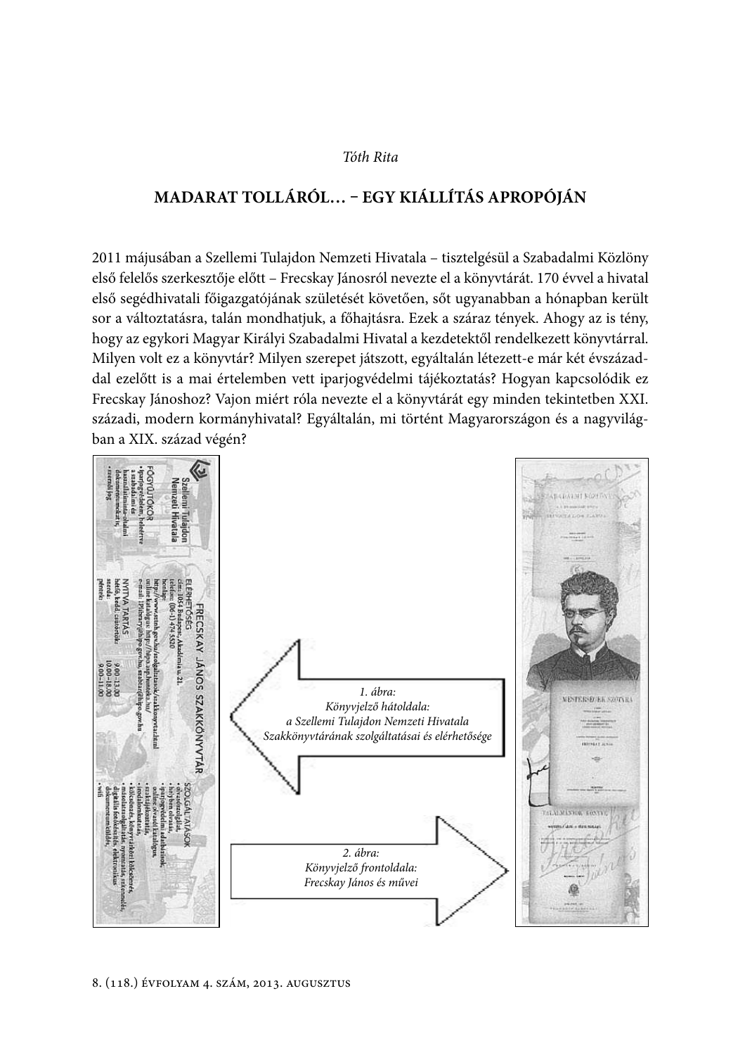*Tóth Rita*

# MADARAT TOLLÁRÓL… – EGY KIÁLLÍTÁS APROPÓJÁN

2011 májusában a Szellemi Tulajdon Nemzeti Hivatala – tisztelgésül a Szabadalmi Közlöny első felelős szerkesztője előtt – Frecskay Jánosról nevezte el a könyvtárát. 170 évvel a hivatal első segédhivatali főigazgatójának születését követően, sőt ugyanabban a hónapban került sor a változtatásra, talán mondhatjuk, a főhajtásra. Ezek a száraz tények. Ahogy az is tény, hogy az egykori Magyar Királyi Szabadalmi Hivatal a kezdetektől rendelkezett könyvtárral. Milyen volt ez a könyvtár? Milyen szerepet játszott, egyáltalán létezett-e már két évszázaddal ezelőtt is a mai értelemben vett iparjogvédelmi tájékoztatás? Hogyan kapcsolódik ez Frecskay Jánoshoz? Vajon miért róla nevezte el a könyvtárát egy minden tekintetben XXI. századi, modern kormányhivatal? Egyáltalán, mi történt Magyarországon és a nagyvilágban a XIX. század végén?

*1. ábra: Könyvjelző hátoldala: a Szellemi Tulajdon Nemzeti Hivatala Szakkönyvtárának szolgáltatásai és elérhetősége*

*2. ábra: Könyvjelző frontoldala: Frecskay János és művei*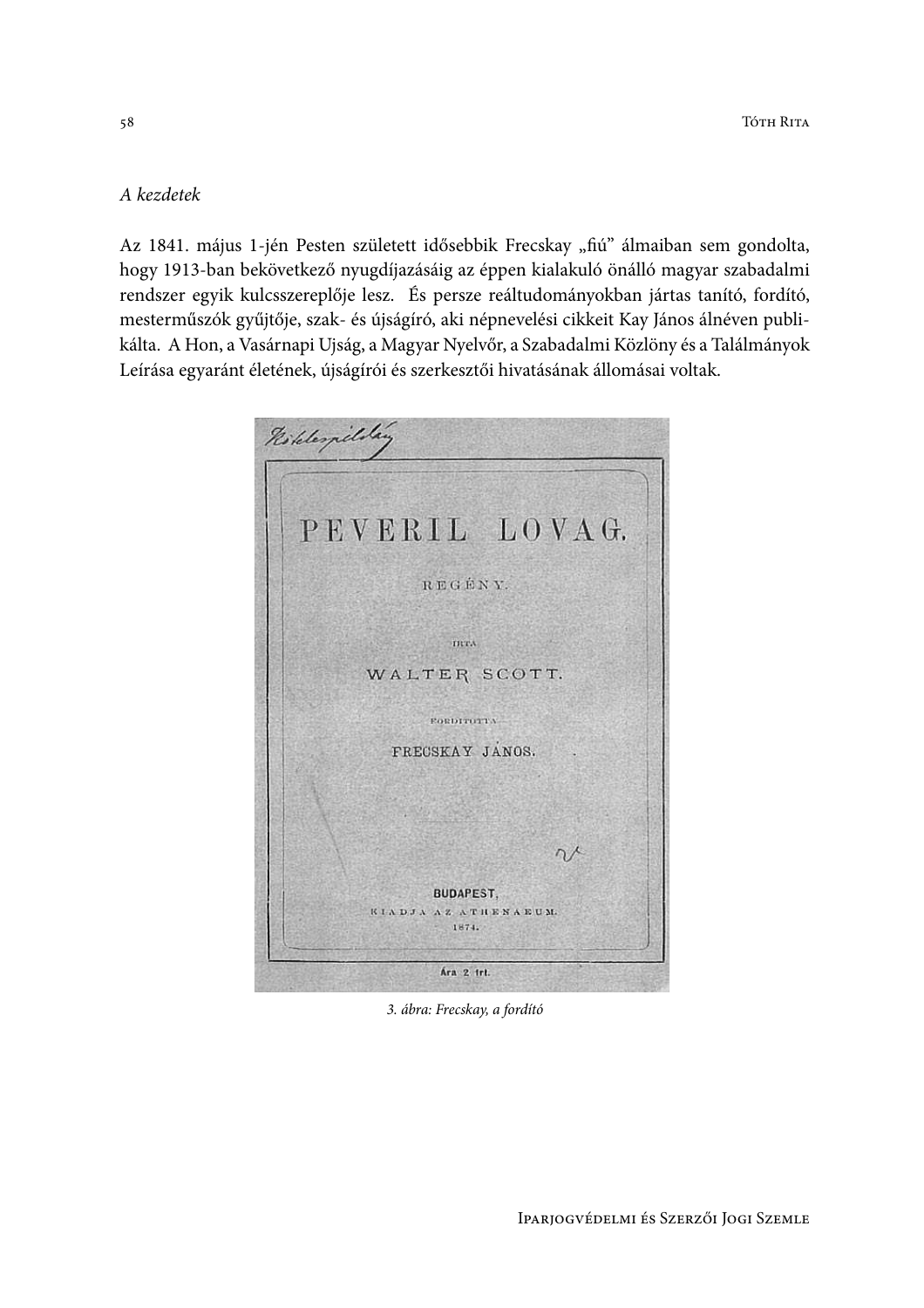*A kezdetek*

Az 1841. május 1-jén Pesten született idősebbik Frecskay „fiú” álmaiban sem gondolta, hogy 1913-ban bekövetkező nyugdíjazásáig az éppen kialakuló önálló magyar szabadalmi rendszer egyik kulcsszereplője lesz. És persze reáltudományokban jártas tanító, fordító, mesterműszók gyűjtője, szak- és újságíró, aki népnevelési cikkeit Kay János álnéven publikálta. A Hon, a Vasárnapi Ujság, a Magyar Nyelvőr, a Szabadalmi Közlöny és a Találmányok Leírása egyaránt életének, újságírói és szerkesztői hivatásának állomásai voltak.

*3. ábra: Frecskay, a fordító*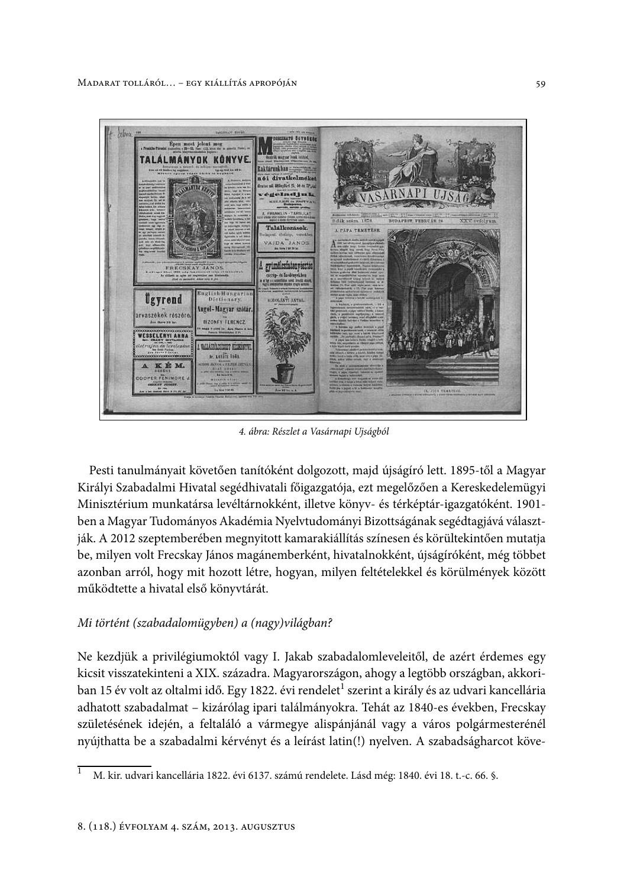*4. ábra: Részlet a Vasárnapi Ujságból*

Pesti tanulmányait követően tanítóként dolgozott, majd újságíró lett. 1895-től a Magyar Királyi Szabadalmi Hivatal segédhivatali főigazgatója, ezt megelőzően a Kereskedelemügyi Minisztérium munkatársa levéltárnokként, illetve könyv- és térképtár-igazgatóként. 1901-ben a Magyar Tudományos Akadémia Nyelvtudományi Bizottságának segédtagjává választják. A 2012 szeptemberében megnyitott kamarakiállítás színesen és körültekintően mutatja be, milyen volt Frecskay János magánemberként, hivatalnokként, újságíróként, még többet azonban arról, hogy mit hozott létre, hogyan, milyen feltételekkel és körülmények között működtette a hivatal első könyvtárát.

*Mi történt (szabadalomügyben) a (nagy)világban?*

Ne kezdjük a privilégiumoktól vagy I. Jakab szabadalomleveleitől, de azért érdemes egy kicsit visszatekinteni a XIX. századra. Magyarországon, ahogy a legtöbb országban, akkoriban 15 év volt az oltalmi idő. Egy 1822. évi rendelet[1] szerint a király és az udvari kancellária adhatott szabadalmat – kizárólag ipari találmányokra. Tehát az 1840-es években, Frecskay születésének idején, a feltaláló a vármegye alispánjánál vagy a város polgármesterénél nyújthatta be a szabadalmi kérvényt és a leírást latin(!) nyelven. A szabadságharcot köve-

[1] M. kir. udvari kancellária 1822. évi 6137. számú rendelete. Lásd még: 1840. évi 18. t.-c. 66. §.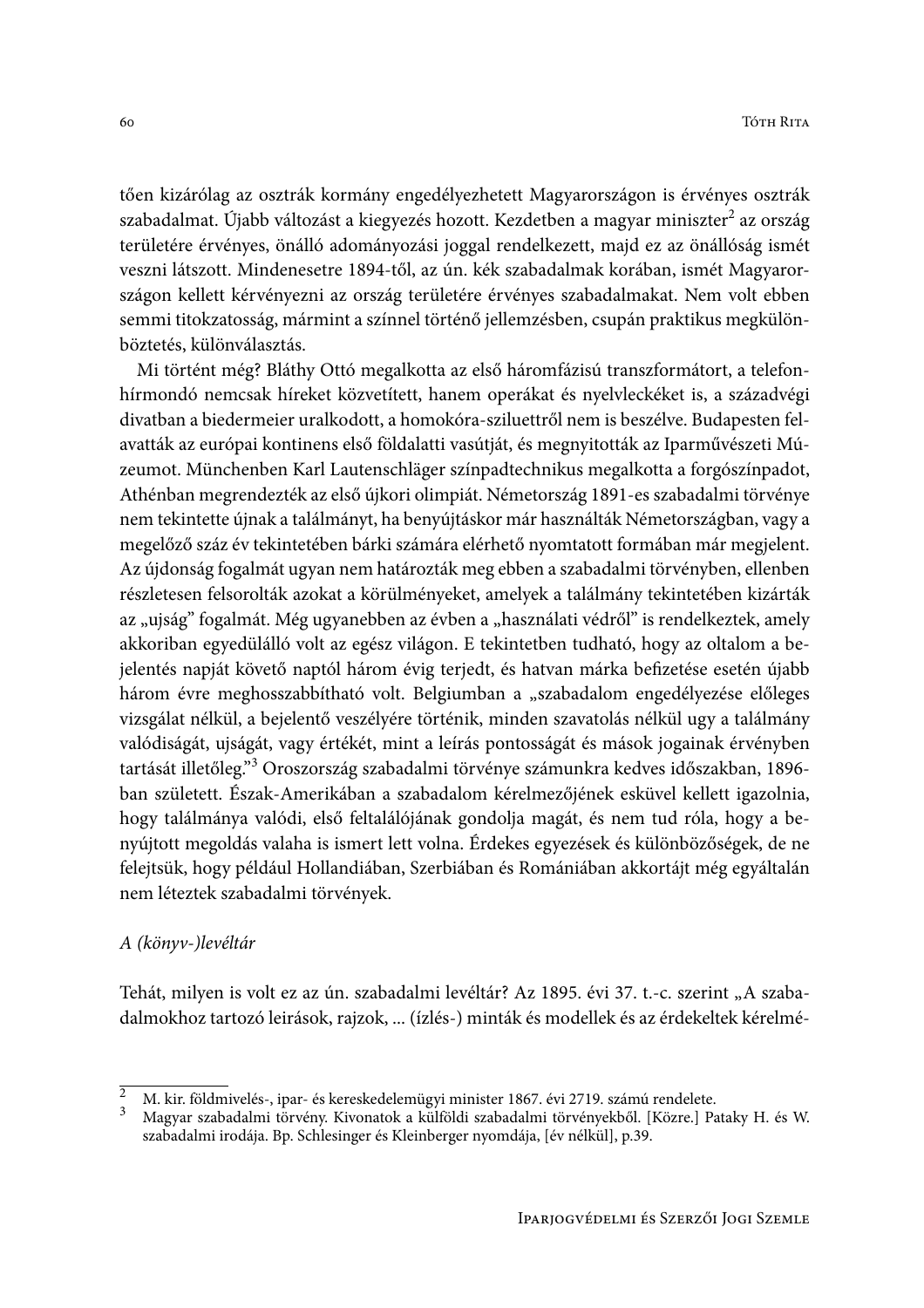tően kizárólag az osztrák kormány engedélyezhetett Magyarországon is érvényes osztrák szabadalmat. Újabb változást a kiegyezés hozott. Kezdetben a magyar miniszter[2] az ország területére érvényes, önálló adományozási joggal rendelkezett, majd ez az önállóság ismét veszni látszott. Mindenesetre 1894-től, az ún. kék szabadalmak korában, ismét Magyarországon kellett kérvényezni az ország területére érvényes szabadalmakat. Nem volt ebben semmi titokzatosság, mármint a színnel történő jellemzésben, csupán praktikus megkülönböztetés, különválasztás.

Mi történt még? Bláthy Ottó megalkotta az első háromfázisú transzformátort, a telefonhírmondó nemcsak híreket közvetített, hanem operákat és nyelvleckéket is, a századvégi divatban a biedermeier uralkodott, a homokóra-sziluettről nem is beszélve. Budapesten felavatták az európai kontinens első földalatti vasútját, és megnyitották az Iparművészeti Múzeumot. Münchenben Karl Lautenschläger színpadtechnikus megalkotta a forgószínpadot, Athénban megrendezték az első újkori olimpiát. Németország 1891-es szabadalmi törvénye nem tekintette újnak a találmányt, ha benyújtáskor már használták Németországban, vagy a megelőző száz év tekintetében bárki számára elérhető nyomtatott formában már megjelent. Az újdonság fogalmát ugyan nem határozták meg ebben a szabadalmi törvényben, ellenben részletesen felsorolták azokat a körülményeket, amelyek a találmány tekintetében kizárták az „ujság" fogalmát. Még ugyanebben az évben a „használati védről" is rendelkeztek, amely akkoriban egyedülálló volt az egész világon. E tekintetben tudható, hogy az oltalom a bejelentés napját követő naptól három évig terjedt, és hatvan márka befizetése esetén újabb három évre meghosszabbítható volt. Belgiumban a „szabadalom engedélyezése előleges vizsgálat nélkül, a bejelentő veszélyére történik, minden szavatolás nélkül ugy a találmány valódiságát, ujságát, vagy értékét, mint a leírás pontosságát és mások jogainak érvényben tartását illetőleg."[3] Oroszország szabadalmi törvénye számunkra kedves időszakban, 1896-ban született. Észak-Amerikában a szabadalom kérelmezőjének esküvel kellett igazolnia, hogy találmánya valódi, első feltalálójának gondolja magát, és nem tud róla, hogy a benyújtott megoldás valaha is ismert lett volna. Érdekes egyezések és különbözőségek, de ne felejtsük, hogy például Hollandiában, Szerbiában és Romániában akkortájt még egyáltalán nem léteztek szabadalmi törvények.

*A (könyv-)levéltár*

Tehát, milyen is volt ez az ún. szabadalmi levéltár? Az 1895. évi 37. t.-c. szerint „A szabadalmokhoz tartozó leirások, rajzok, ... (ízlés-) minták és modellek és az érdekeltek kérelmé-

---

[2] M. kir. földmivelés-, ipar- és kereskedelemügyi minister 1867. évi 2719. számú rendelete.

[3] Magyar szabadalmi törvény. Kivonatok a külföldi szabadalmi törvényekből. [Közre.] Pataky H. és W. szabadalmi irodája. Bp. Schlesinger és Kleinberger nyomdája, [év nélkül], p.39.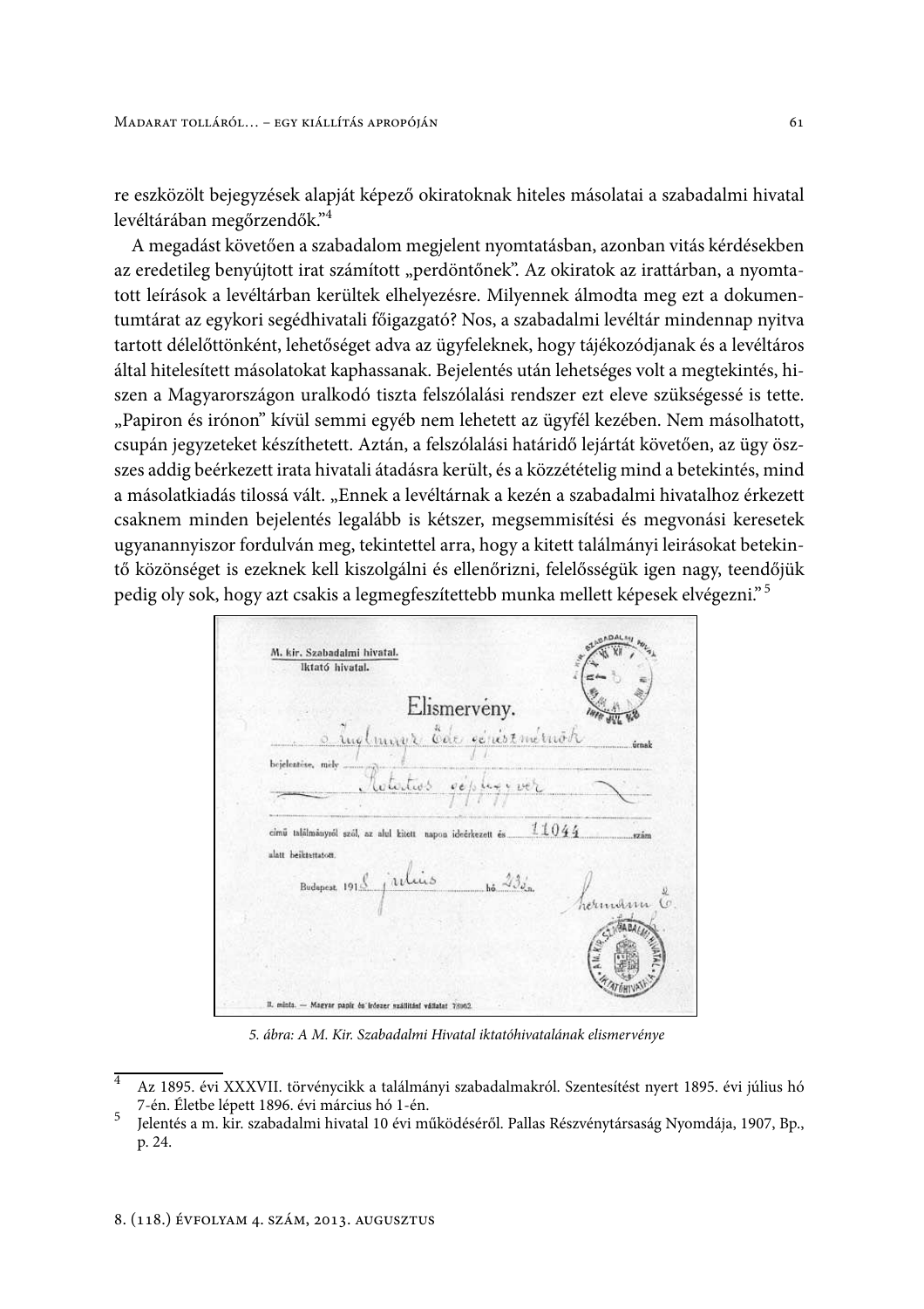re eszközölt bejegyzések alapját képező okiratoknak hiteles másolatai a szabadalmi hivatal levéltárában megőrzendők."[4]

A megadást követően a szabadalom megjelent nyomtatásban, azonban vitás kérdésekben az eredetileg benyújtott irat számított „perdöntőnek". Az okiratok az irattárban, a nyomtatott leírások a levéltárban kerültek elhelyezésre. Milyennek álmodta meg ezt a dokumentumtárat az egykori segédhivatali főigazgató? Nos, a szabadalmi levéltár mindennap nyitva tartott délelőttönként, lehetőséget adva az ügyfeleknek, hogy tájékozódjanak és a levéltáros által hitelesített másolatokat kaphassanak. Bejelentés után lehetséges volt a megtekintés, hiszen a Magyarországon uralkodó tiszta felszólalási rendszer ezt eleve szükségessé is tette. „Papiron és irónon" kívül semmi egyéb nem lehetett az ügyfél kezében. Nem másolhatott, csupán jegyzeteket készíthetett. Aztán, a felszólalási határidő lejártát követően, az ügy összes addig beérkezett irata hivatali átadásra került, és a közzétételig mind a betekintés, mind a másolatkiadás tilossá vált. „Ennek a levéltárnak a kezén a szabadalmi hivatalhoz érkezett csaknem minden bejelentés legalább is kétszer, megsemmisítési és megvonási keresetek ugyanannyiszor fordulván meg, tekintettel arra, hogy a kitett találmányi leirásokat betekintő közönséget is ezeknek kell kiszolgálni és ellenőrizni, felelősségük igen nagy, teendőjük pedig oly sok, hogy azt csakis a legmegfeszítettebb munka mellett képesek elvégezni."[5]

M. kir. Szabadalmi hivatal.
Iktató hivatal.

Elismervény.

Inglmayr Ede gépészmérnök úrnak

bejelentése, mely Rotatios gépfegyver

cimű találmányról szól, az alul kitett napon ideérkezett és 11044 szám alatt beiktattatott.

Budapest, 1918 julius hó 23-án.

hermann E.

II. minta. — Magyar papir és irószer szállitási vállalat 78962.

5. ábra: A M. Kir. Szabadalmi Hivatal iktatóhivatalának elismervénye

---

[4] Az 1895. évi XXXVII. törvénycikk a találmányi szabadalmakról. Szentesítést nyert 1895. évi július hó 7-én. Életbe lépett 1896. évi március hó 1-én.

[5] Jelentés a m. kir. szabadalmi hivatal 10 évi működéséről. Pallas Részvénytársaság Nyomdája, 1907, Bp., p. 24.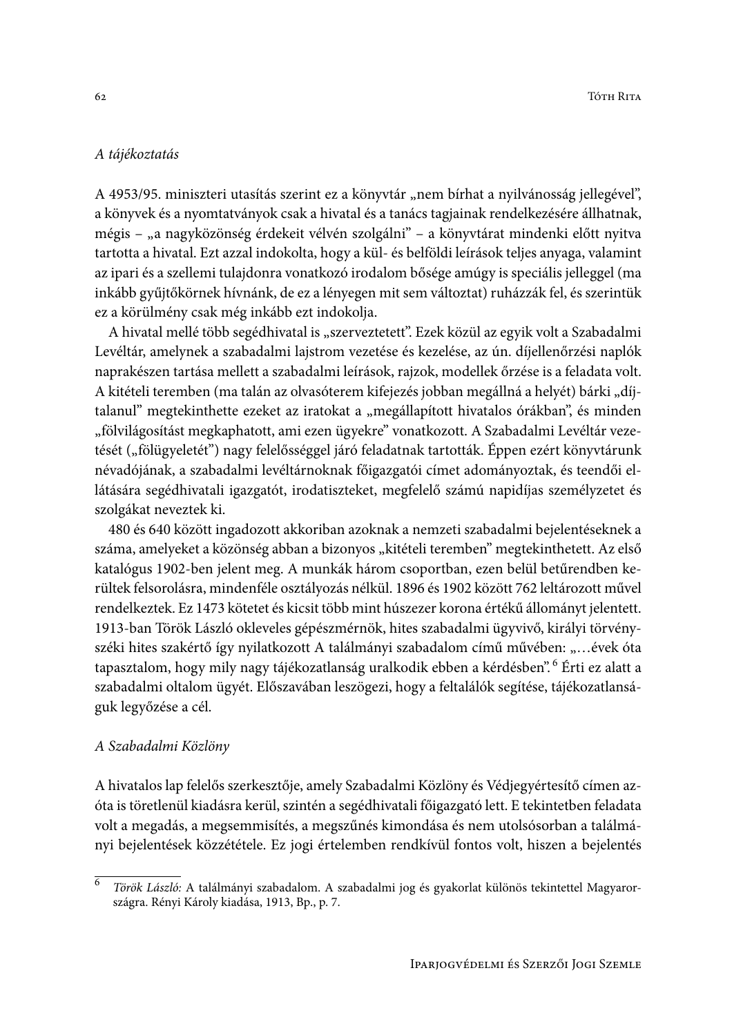*A tájékoztatás*

A 4953/95. miniszteri utasítás szerint ez a könyvtár „nem bírhat a nyilvánosság jellegével", a könyvek és a nyomtatványok csak a hivatal és a tanács tagjainak rendelkezésére állhatnak, mégis – „a nagyközönség érdekeit vélvén szolgálni" – a könyvtárat mindenki előtt nyitva tartotta a hivatal. Ezt azzal indokolta, hogy a kül- és belföldi leírások teljes anyaga, valamint az ipari és a szellemi tulajdonra vonatkozó irodalom bősége amúgy is speciális jelleggel (ma inkább gyűjtőkörnek hívnánk, de ez a lényegen mit sem változtat) ruházzák fel, és szerintük ez a körülmény csak még inkább ezt indokolja.

A hivatal mellé több segédhivatal is „szerveztetett". Ezek közül az egyik volt a Szabadalmi Levéltár, amelynek a szabadalmi lajstrom vezetése és kezelése, az ún. díjellenőrzési naplók naprakészen tartása mellett a szabadalmi leírások, rajzok, modellek őrzése is a feladata volt. A kitételi teremben (ma talán az olvasóterem kifejezés jobban megállná a helyét) bárki „díjtalanul" megtekinthette ezeket az iratokat a „megállapított hivatalos órákban", és minden „fölvilágosítást megkaphatott, ami ezen ügyekre" vonatkozott. A Szabadalmi Levéltár vezetését („fölügyeletét") nagy felelősséggel járó feladatnak tartották. Éppen ezért könyvtárunk névadójának, a szabadalmi levéltárnoknak főigazgatói címet adományoztak, és teendői ellátására segédhivatali igazgatót, irodatiszteket, megfelelő számú napidíjas személyzetet és szolgákat neveztek ki.

480 és 640 között ingadozott akkoriban azoknak a nemzeti szabadalmi bejelentéseknek a száma, amelyeket a közönség abban a bizonyos „kitételi teremben" megtekinthetett. Az első katalógus 1902-ben jelent meg. A munkák három csoportban, ezen belül betűrendben kerültek felsorolásra, mindenféle osztályozás nélkül. 1896 és 1902 között 762 leltározott művel rendelkeztek. Ez 1473 kötetet és kicsit több mint húszezer korona értékű állományt jelentett. 1913-ban Török László okleveles gépészmérnök, hites szabadalmi ügyvivő, királyi törvényszéki hites szakértő így nyilatkozott A találmányi szabadalom című művében: „…évek óta tapasztalom, hogy mily nagy tájékozatlanság uralkodik ebben a kérdésben".[6] Érti ez alatt a szabadalmi oltalom ügyét. Előszavában leszögezi, hogy a feltalálók segítése, tájékozatlanságuk legyőzése a cél.

*A Szabadalmi Közlöny*

A hivatalos lap felelős szerkesztője, amely Szabadalmi Közlöny és Védjegyértesítő címen azóta is töretlenül kiadásra kerül, szintén a segédhivatali főigazgató lett. E tekintetben feladata volt a megadás, a megsemmisítés, a megszűnés kimondása és nem utolsósorban a találmányi bejelentések közzététele. Ez jogi értelemben rendkívül fontos volt, hiszen a bejelentés

---

[6] *Török László:* A találmányi szabadalom. A szabadalmi jog és gyakorlat különös tekintettel Magyarországra. Rényi Károly kiadása, 1913, Bp., p. 7.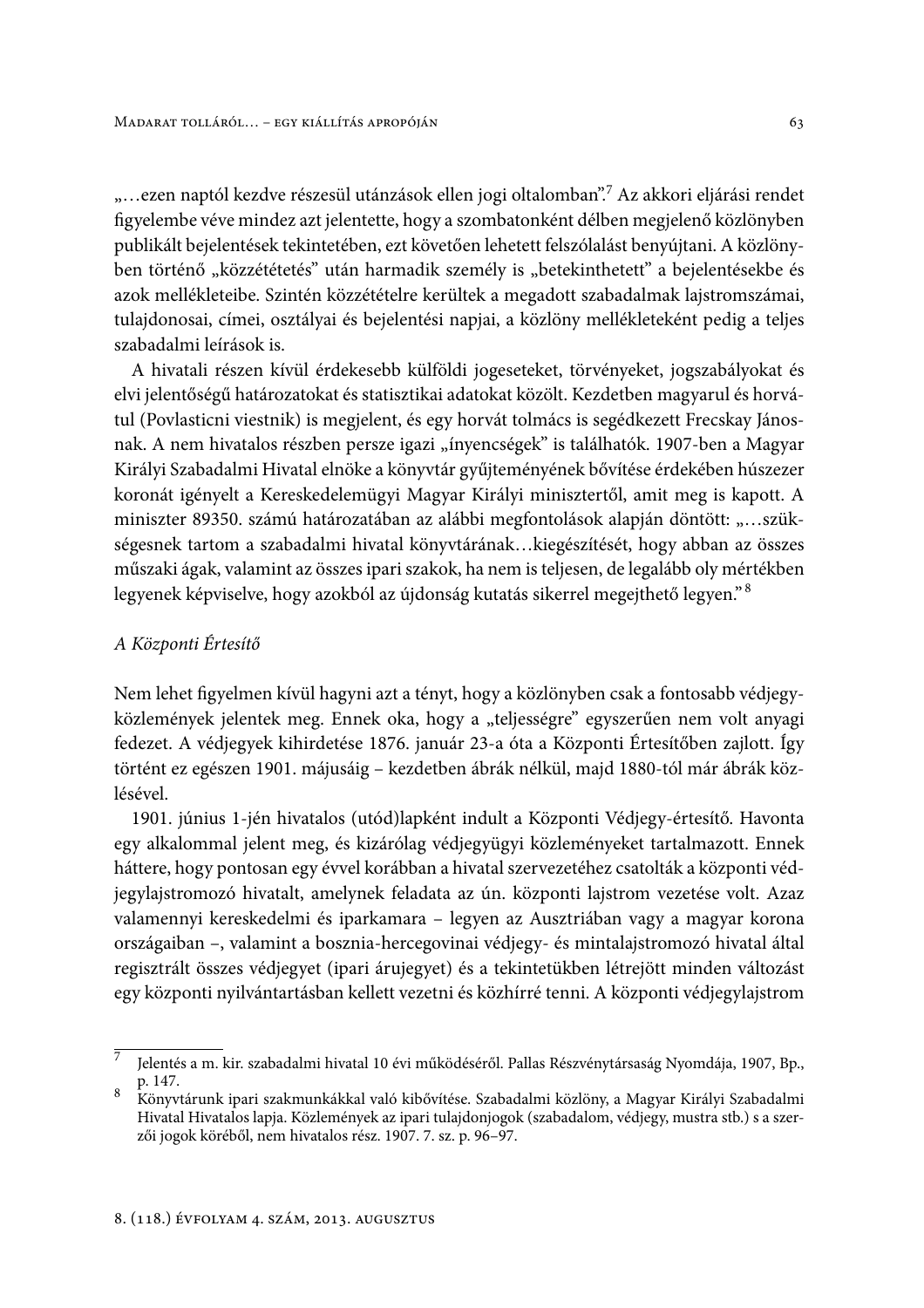„…ezen naptól kezdve részesül utánzások ellen jogi oltalomban”.[7] Az akkori eljárási rendet figyelembe véve mindez azt jelentette, hogy a szombatonként délben megjelenő közlönyben publikált bejelentések tekintetében, ezt követően lehetett felszólalást benyújtani. A közlönyben történő „közzétététés” után harmadik személy is „betekinthetett” a bejelentésekbe és azok mellékleteibe. Szintén közzétételre kerültek a megadott szabadalmak lajstromszámai, tulajdonosai, címei, osztályai és bejelentési napjai, a közlöny mellékleteként pedig a teljes szabadalmi leírások is.

A hivatali részen kívül érdekesebb külföldi jogeseteket, törvényeket, jogszabályokat és elvi jelentőségű határozatokat és statisztikai adatokat közölt. Kezdetben magyarul és horvátul (Povlasticni viestnik) is megjelent, és egy horvát tolmács is segédkezett Frecskay Jánosnak. A nem hivatalos részben persze igazi „ínyencségek” is találhatók. 1907-ben a Magyar Királyi Szabadalmi Hivatal elnöke a könyvtár gyűjteményének bővítése érdekében húszezer koronát igényelt a Kereskedelemügyi Magyar Királyi minisztertől, amit meg is kapott. A miniszter 89350. számú határozatában az alábbi megfontolások alapján döntött: „…szükségesnek tartom a szabadalmi hivatal könyvtárának…kiegészítését, hogy abban az összes műszaki ágak, valamint az összes ipari szakok, ha nem is teljesen, de legalább oly mértékben legyenek képviselve, hogy azokból az újdonság kutatás sikerrel megejthető legyen.”[8]

### *A Központi Értesítő*

Nem lehet figyelmen kívül hagyni azt a tényt, hogy a közlönyben csak a fontosabb védjegyközlemények jelentek meg. Ennek oka, hogy a „teljességre” egyszerűen nem volt anyagi fedezet. A védjegyek kihirdetése 1876. január 23-a óta a Központi Értesítőben zajlott. Így történt ez egészen 1901. májusáig – kezdetben ábrák nélkül, majd 1880-tól már ábrák közlésével.

1901. június 1-jén hivatalos (utód)lapként indult a Központi Védjegy-értesítő. Havonta egy alkalommal jelent meg, és kizárólag védjegyügyi közleményeket tartalmazott. Ennek háttere, hogy pontosan egy évvel korábban a hivatal szervezetéhez csatolták a központi védjegylajstromozó hivatalt, amelynek feladata az ún. központi lajstrom vezetése volt. Azaz valamennyi kereskedelmi és iparkamara – legyen az Ausztriában vagy a magyar korona országaiban –, valamint a bosznia-hercegovinai védjegy- és mintalajstromozó hivatal által regisztrált összes védjegyet (ipari árujegyet) és a tekintetükben létrejött minden változást egy központi nyilvántartásban kellett vezetni és közhírré tenni. A központi védjegylajstrom

---

[7] Jelentés a m. kir. szabadalmi hivatal 10 évi működéséről. Pallas Részvénytársaság Nyomdája, 1907, Bp., p. 147.

[8] Könyvtárunk ipari szakmunkákkal való kibővítése. Szabadalmi közlöny, a Magyar Királyi Szabadalmi Hivatal Hivatalos lapja. Közlemények az ipari tulajdonjogok (szabadalom, védjegy, mustra stb.) s a szerzői jogok köréből, nem hivatalos rész. 1907. 7. sz. p. 96–97.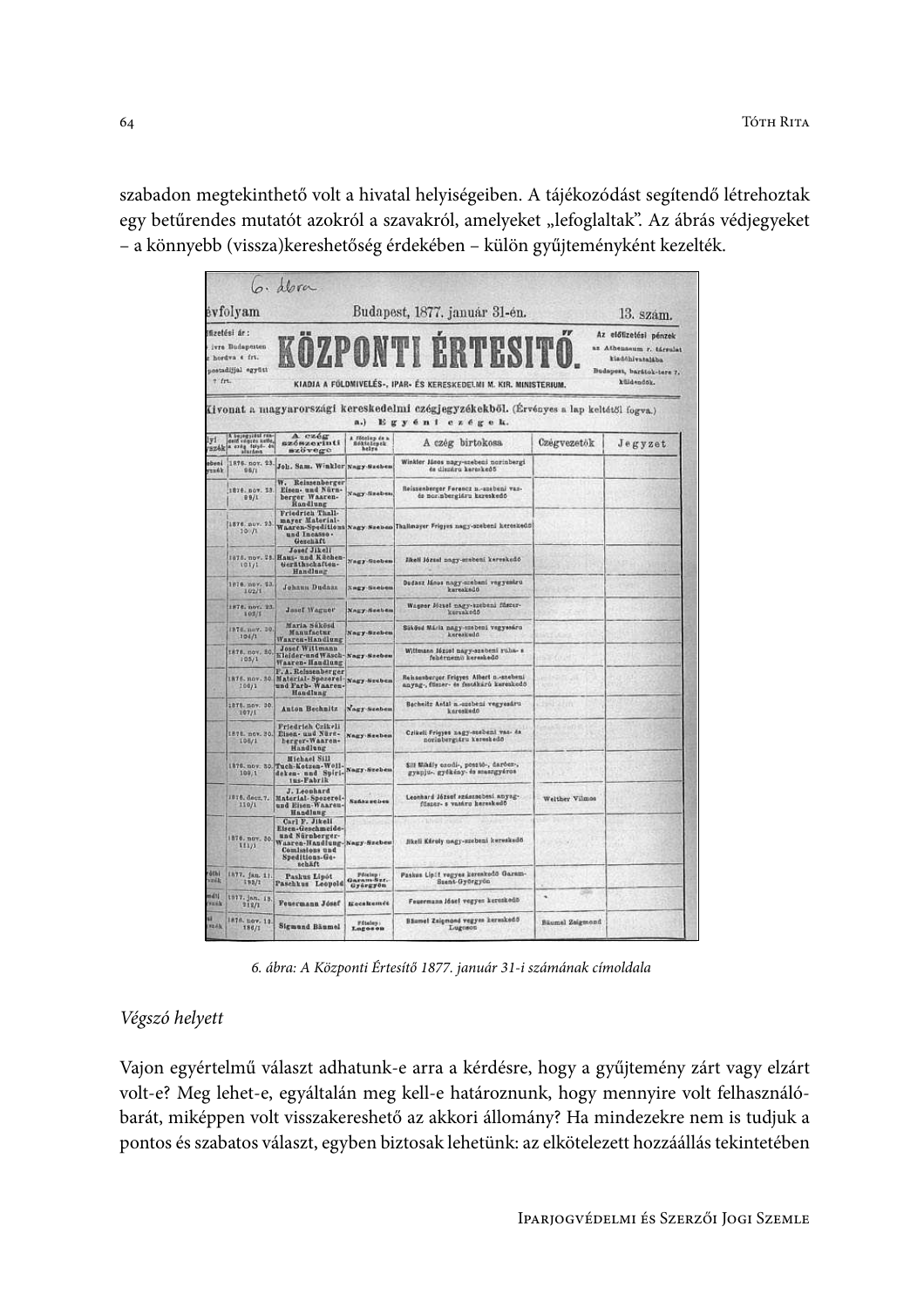szabadon megtekinthető volt a hivatal helyiségeiben. A tájékozódást segítendő létrehoztak egy betűrendes mutatót azokról a szavakról, amelyeket „lefoglaltak". Az ábrás védjegyeket – a könnyebb (vissza)kereshetőség érdekében – külön gyűjteményként kezelték.

*6. ábra: A Központi Értesítő 1877. január 31-i számának címoldala*

*Végszó helyett*

Vajon egyértelmű választ adhatunk-e arra a kérdésre, hogy a gyűjtemény zárt vagy elzárt volt-e? Meg lehet-e, egyáltalán meg kell-e határoznunk, hogy mennyire volt felhasználóbarát, miképpen volt visszakereshető az akkori állomány? Ha mindezekre nem is tudjuk a pontos és szabatos választ, egyben biztosak lehetünk: az elkötelezett hozzáállás tekintetében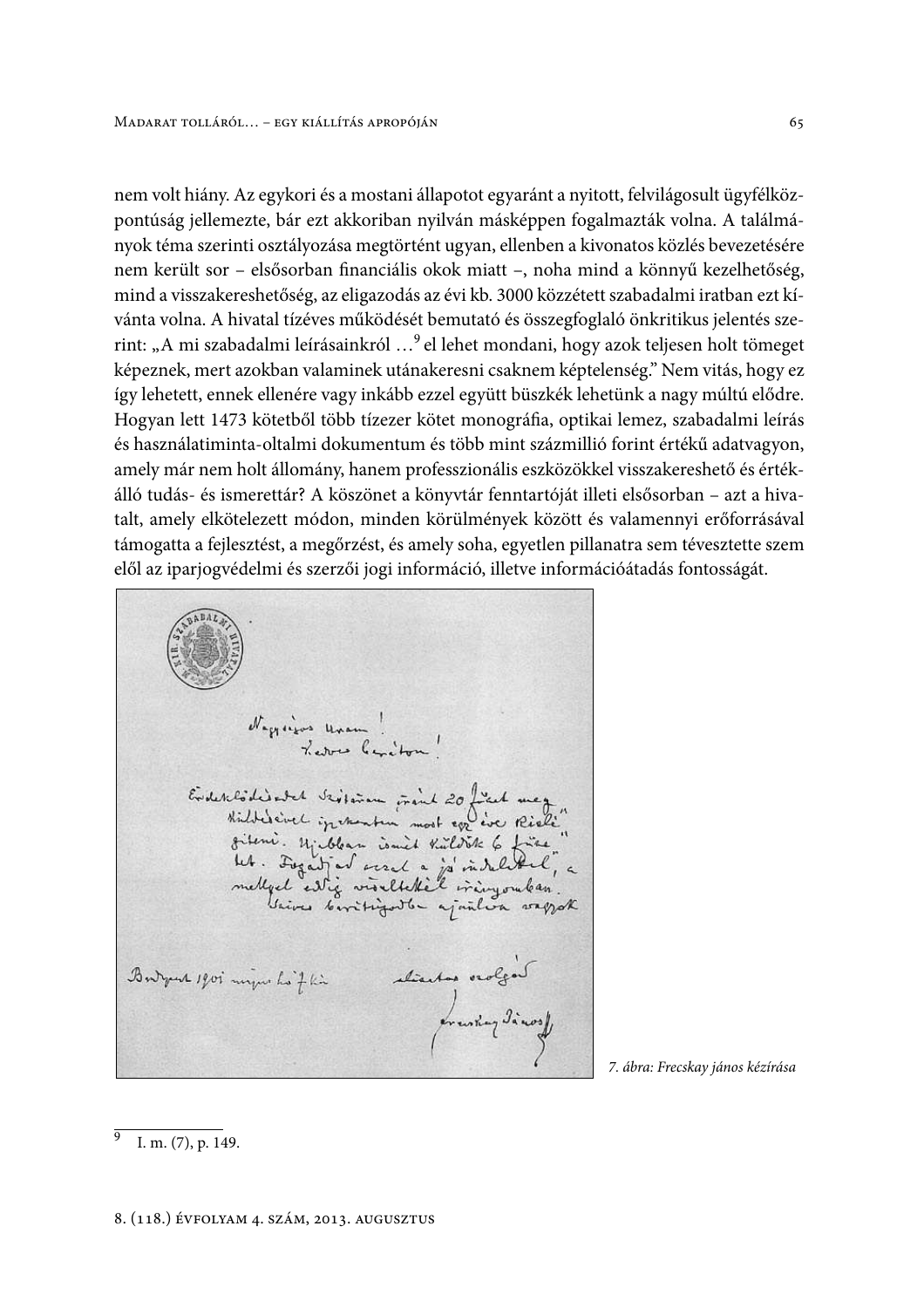nem volt hiány. Az egykori és a mostani állapotot egyaránt a nyitott, felvilágosult ügyfélközpontúság jellemezte, bár ezt akkoriban nyilván másképpen fogalmazták volna. A találmányok téma szerinti osztályozása megtörtént ugyan, ellenben a kivonatos közlés bevezetésére nem került sor – elsősorban financiális okok miatt –, noha mind a könnyű kezelhetőség, mind a visszakereshetőség, az eligazodás az évi kb. 3000 közzétett szabadalmi iratban ezt kívánta volna. A hivatal tízéves működését bemutató és összegfoglaló önkritikus jelentés szerint: „A mi szabadalmi leírásainkról …[9] el lehet mondani, hogy azok teljesen holt tömeget képeznek, mert azokban valaminek utánakeresni csaknem képtelenség." Nem vitás, hogy ez így lehetett, ennek ellenére vagy inkább ezzel együtt büszkék lehetünk a nagy múltú elődre. Hogyan lett 1473 kötetből több tízezer kötet monográfia, optikai lemez, szabadalmi leírás és használatiminta-oltalmi dokumentum és több mint százmillió forint értékű adatvagyon, amely már nem holt állomány, hanem professzionális eszközökkel visszakereshető és értékálló tudás- és ismerettár? A köszönet a könyvtár fenntartóját illeti elsősorban – azt a hivatalt, amely elkötelezett módon, minden körülmények között és valamennyi erőforrásával támogatta a fejlesztést, a megőrzést, és amely soha, egyetlen pillanatra sem tévesztette szem elől az iparjogvédelmi és szerzői jogi információ, illetve információátadás fontosságát.

*7. ábra: Frecskay jános kézírása*

---

[9] I. m. (7), p. 149.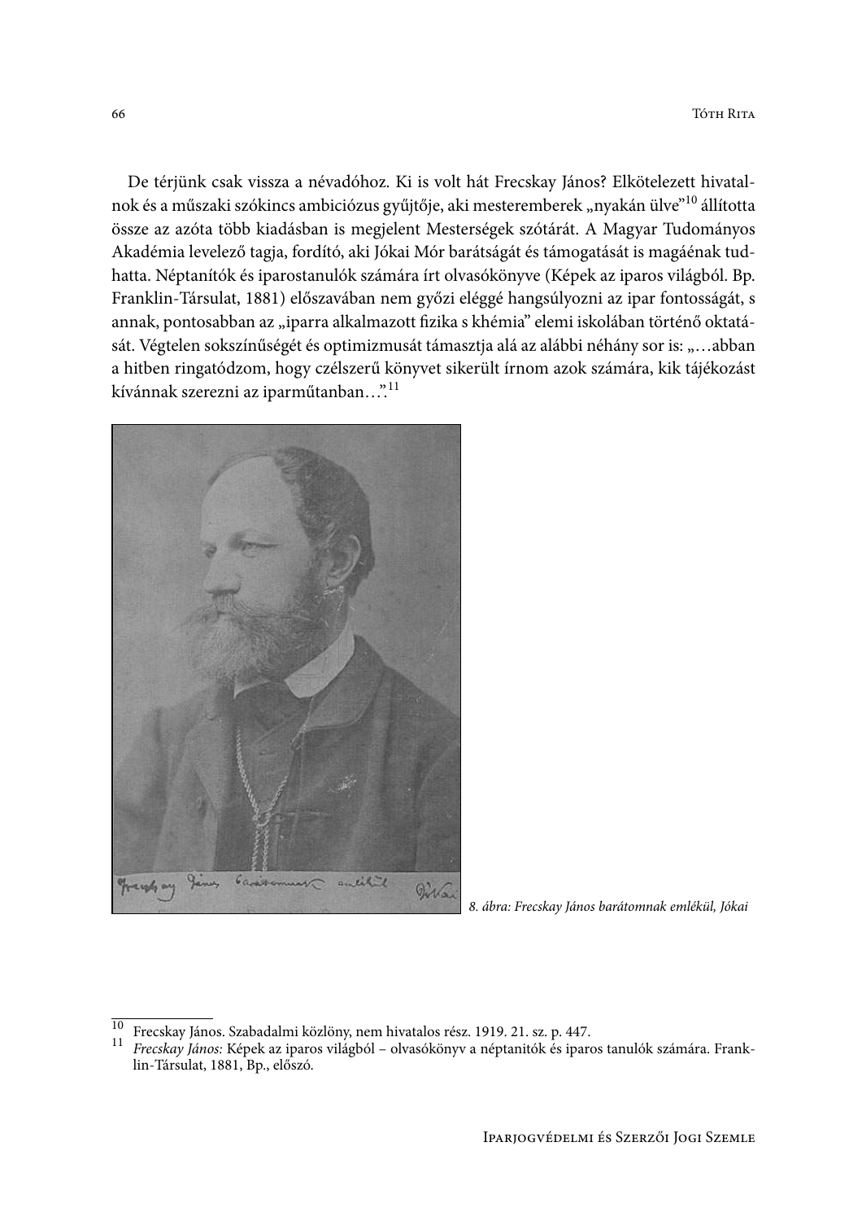De térjünk csak vissza a névadóhoz. Ki is volt hát Frecskay János? Elkötelezett hivatalnok és a műszaki szókincs ambiciózus gyűjtője, aki mesteremberek „nyakán ülve"[10] állította össze az azóta több kiadásban is megjelent Mesterségek szótárát. A Magyar Tudományos Akadémia levelező tagja, fordító, aki Jókai Mór barátságát és támogatását is magáénak tudhatta. Néptanítók és iparostanulók számára írt olvasókönyve (Képek az iparos világból. Bp. Franklin-Társulat, 1881) előszavában nem győzi eléggé hangsúlyozni az ipar fontosságát, s annak, pontosabban az „iparra alkalmazott fizika s khémia" elemi iskolában történő oktatását. Végtelen sokszínűségét és optimizmusát támasztja alá az alábbi néhány sor is: „…abban a hitben ringatódzom, hogy czélszerű könyvet sikerült írnom azok számára, kik tájékozást kívánnak szerezni az iparműtanban…".[11]

*8. ábra: Frecskay János barátomnak emlékül, Jókai*

---

[10] Frecskay János. Szabadalmi közlöny, nem hivatalos rész. 1919. 21. sz. p. 447.

[11] *Frecskay János:* Képek az iparos világból – olvasókönyv a néptanítók és iparos tanulók számára. Franklin-Társulat, 1881, Bp., előszó.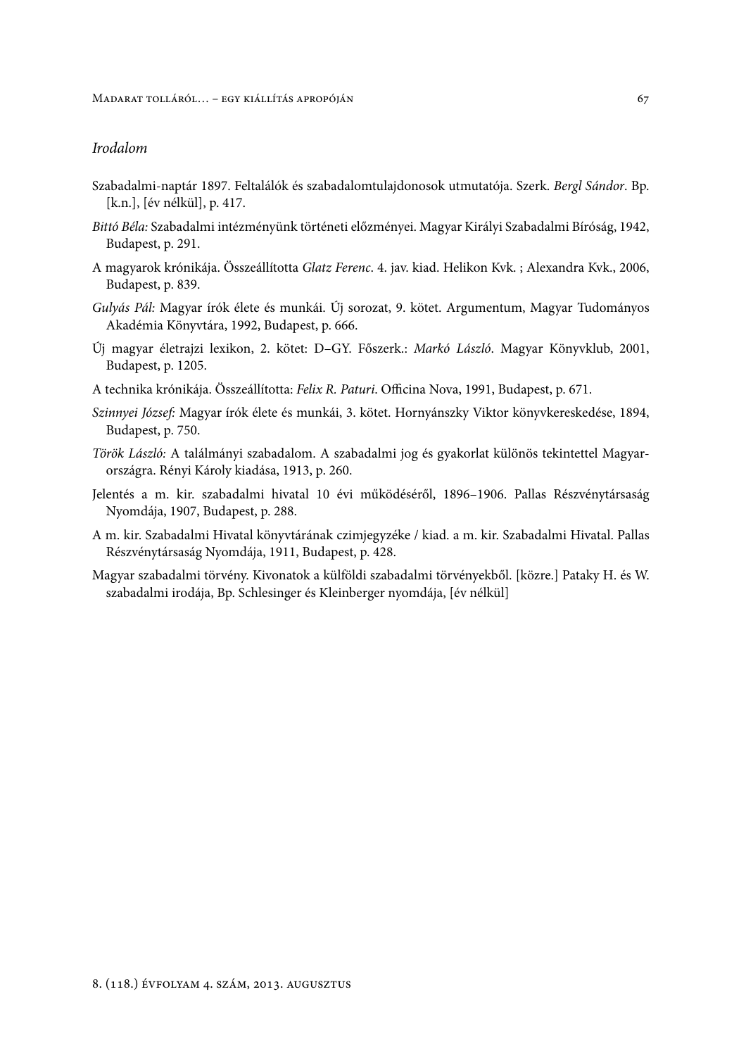## *Irodalom*

Szabadalmi-naptár 1897. Feltalálók és szabadalomtulajdonosok utmutatója. Szerk. *Bergl Sándor*. Bp. [k.n.], [év nélkül], p. 417.

*Bittó Béla:* Szabadalmi intézményünk történeti előzményei. Magyar Királyi Szabadalmi Bíróság, 1942, Budapest, p. 291.

A magyarok krónikája. Összeállította *Glatz Ferenc*. 4. jav. kiad. Helikon Kvk. ; Alexandra Kvk., 2006, Budapest, p. 839.

*Gulyás Pál:* Magyar írók élete és munkái. Új sorozat, 9. kötet. Argumentum, Magyar Tudományos Akadémia Könyvtára, 1992, Budapest, p. 666.

Új magyar életrajzi lexikon, 2. kötet: D–GY. Főszerk.: *Markó László*. Magyar Könyvklub, 2001, Budapest, p. 1205.

A technika krónikája. Összeállította: *Felix R. Paturi*. Officina Nova, 1991, Budapest, p. 671.

*Szinnyei József:* Magyar írók élete és munkái, 3. kötet. Hornyánszky Viktor könyvkereskedése, 1894, Budapest, p. 750.

*Török László:* A találmányi szabadalom. A szabadalmi jog és gyakorlat különös tekintettel Magyarországra. Rényi Károly kiadása, 1913, p. 260.

Jelentés a m. kir. szabadalmi hivatal 10 évi működéséről, 1896–1906. Pallas Részvénytársaság Nyomdája, 1907, Budapest, p. 288.

A m. kir. Szabadalmi Hivatal könyvtárának czimjegyzéke / kiad. a m. kir. Szabadalmi Hivatal. Pallas Részvénytársaság Nyomdája, 1911, Budapest, p. 428.

Magyar szabadalmi törvény. Kivonatok a külföldi szabadalmi törvényekből. [közre.] Pataky H. és W. szabadalmi irodája, Bp. Schlesinger és Kleinberger nyomdája, [év nélkül]